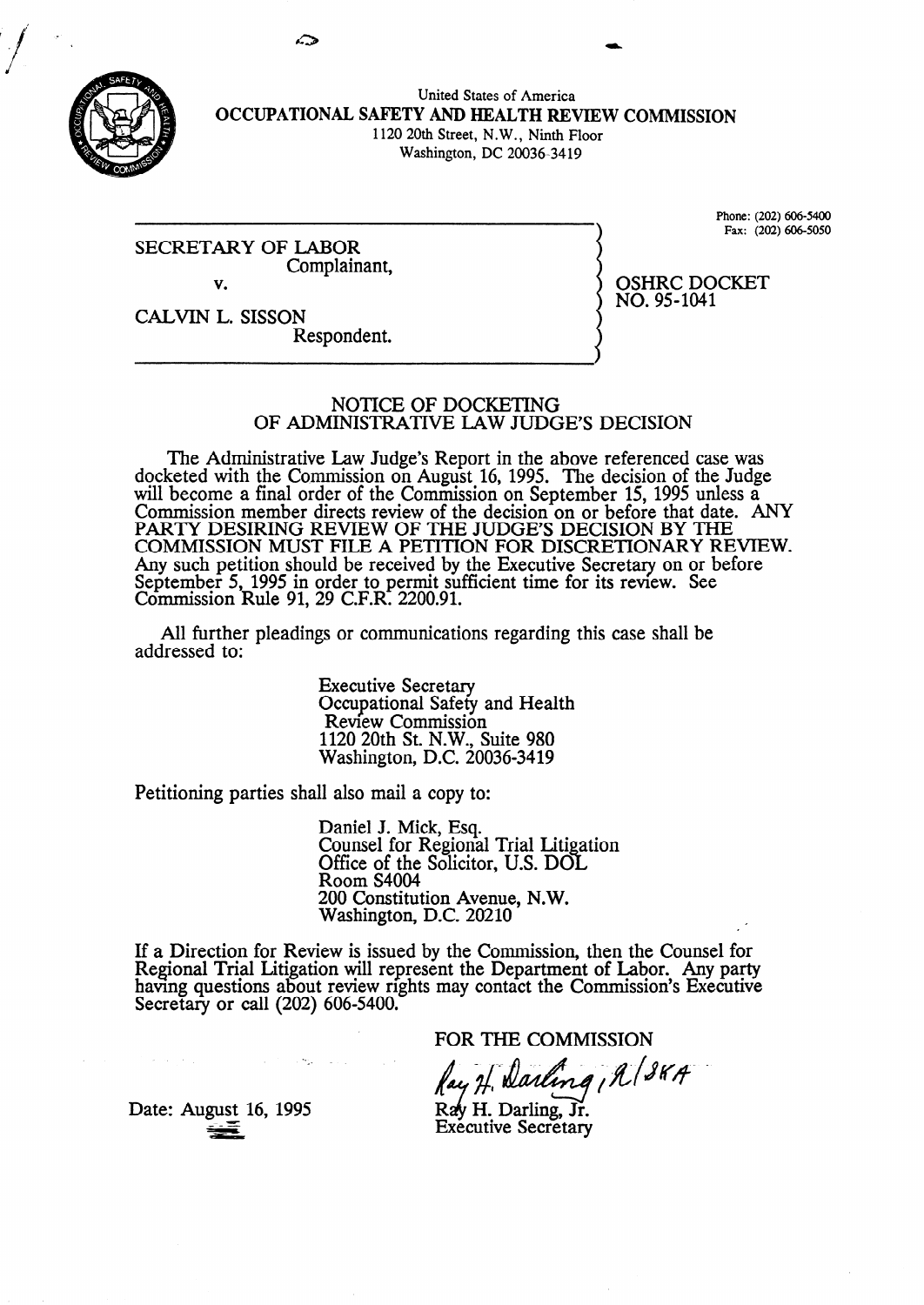United States of America
**OCCUPATIONAL SAFETY AND HEALTH REVIEW COMMISSION**
1120 20th Street, N.W., Ninth Floor
Washington, DC 20036-3419

Phone: (202) 606-5400
Fax: (202) 606-5050

SECRETARY OF LABOR
Complainant,

v.

CALVIN L. SISSON
Respondent.

OSHRC DOCKET
NO. 95-1041

## NOTICE OF DOCKETING OF ADMINISTRATIVE LAW JUDGE'S DECISION

The Administrative Law Judge's Report in the above referenced case was docketed with the Commission on August 16, 1995. The decision of the Judge will become a final order of the Commission on September 15, 1995 unless a Commission member directs review of the decision on or before that date. ANY PARTY DESIRING REVIEW OF THE JUDGE'S DECISION BY THE COMMISSION MUST FILE A PETITION FOR DISCRETIONARY REVIEW. Any such petition should be received by the Executive Secretary on or before September 5, 1995 in order to permit sufficient time for its review. See Commission Rule 91, 29 C.F.R. 2200.91.

All further pleadings or communications regarding this case shall be addressed to:

Executive Secretary
Occupational Safety and Health
Review Commission
1120 20th St. N.W., Suite 980
Washington, D.C. 20036-3419

Petitioning parties shall also mail a copy to:

Daniel J. Mick, Esq.
Counsel for Regional Trial Litigation
Office of the Solicitor, U.S. DOL
Room S4004
200 Constitution Avenue, N.W.
Washington, D.C. 20210

If a Direction for Review is issued by the Commission, then the Counsel for Regional Trial Litigation will represent the Department of Labor. Any party having questions about review rights may contact the Commission's Executive Secretary or call (202) 606-5400.

FOR THE COMMISSION

Ray H. Darling, Jr.
Executive Secretary

Date: August 16, 1995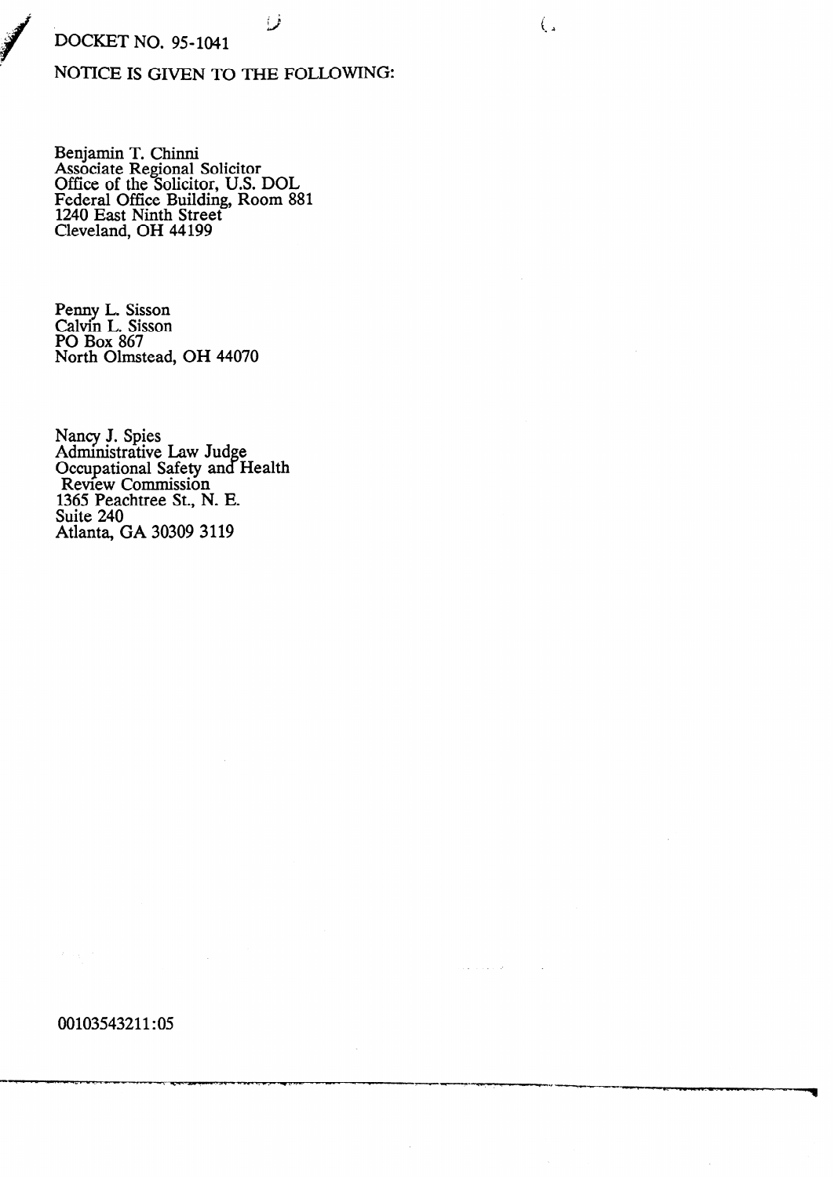DOCKET NO. 95-1041

NOTICE IS GIVEN TO THE FOLLOWING:

Benjamin T. Chinni
Associate Regional Solicitor
Office of the Solicitor, U.S. DOL
Federal Office Building, Room 881
1240 East Ninth Street
Cleveland, OH 44199

Penny L. Sisson
Calvin L. Sisson
PO Box 867
North Olmstead, OH 44070

Nancy J. Spies
Administrative Law Judge
Occupational Safety and Health
Review Commission
1365 Peachtree St., N. E.
Suite 240
Atlanta, GA 30309 3119

00103543211:05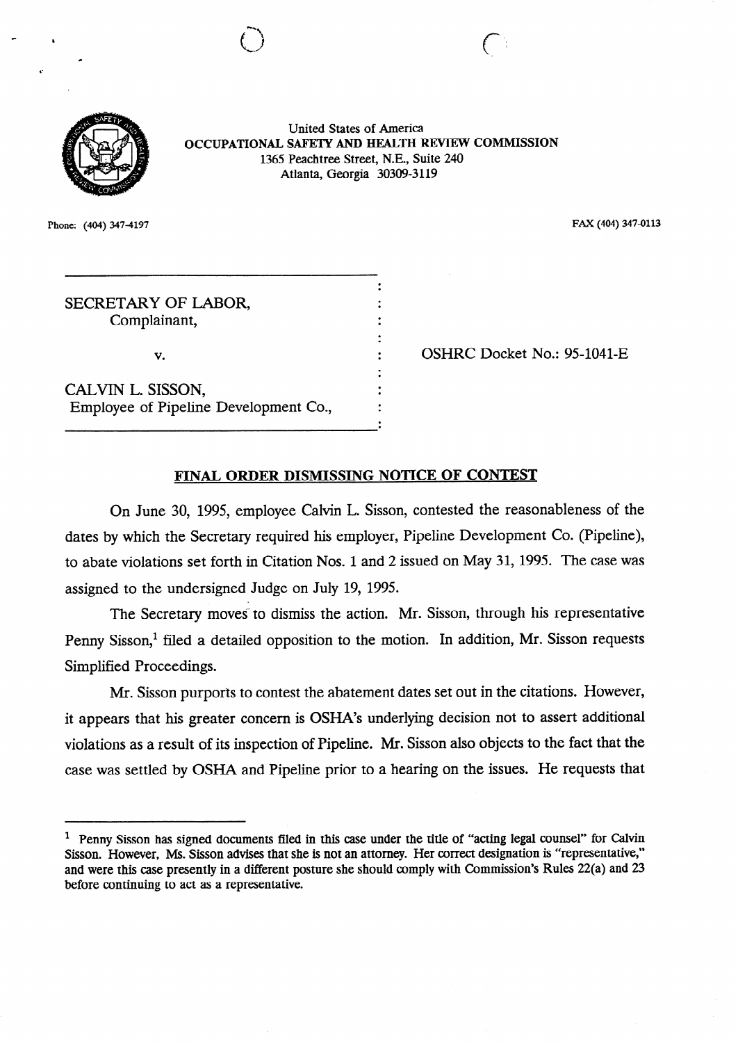United States of America
OCCUPATIONAL SAFETY AND HEALTH REVIEW COMMISSION
1365 Peachtree Street, N.E., Suite 240
Atlanta, Georgia 30309-3119

Phone: (404) 347-4197

FAX (404) 347-0113

| | | |
|---|---|---|
| SECRETARY OF LABOR, Complainant, | : | |
| v. | : | OSHRC Docket No.: 95-1041-E |
| CALVIN L. SISSON, Employee of Pipeline Development Co., | : | |

## FINAL ORDER DISMISSING NOTICE OF CONTEST

On June 30, 1995, employee Calvin L. Sisson, contested the reasonableness of the dates by which the Secretary required his employer, Pipeline Development Co. (Pipeline), to abate violations set forth in Citation Nos. 1 and 2 issued on May 31, 1995. The case was assigned to the undersigned Judge on July 19, 1995.

The Secretary moves to dismiss the action. Mr. Sisson, through his representative Penny Sisson,[1] filed a detailed opposition to the motion. In addition, Mr. Sisson requests Simplified Proceedings.

Mr. Sisson purports to contest the abatement dates set out in the citations. However, it appears that his greater concern is OSHA's underlying decision not to assert additional violations as a result of its inspection of Pipeline. Mr. Sisson also objects to the fact that the case was settled by OSHA and Pipeline prior to a hearing on the issues. He requests that

---

[1] Penny Sisson has signed documents filed in this case under the title of "acting legal counsel" for Calvin Sisson. However, Ms. Sisson advises that she is not an attorney. Her correct designation is "representative," and were this case presently in a different posture she should comply with Commission's Rules 22(a) and 23 before continuing to act as a representative.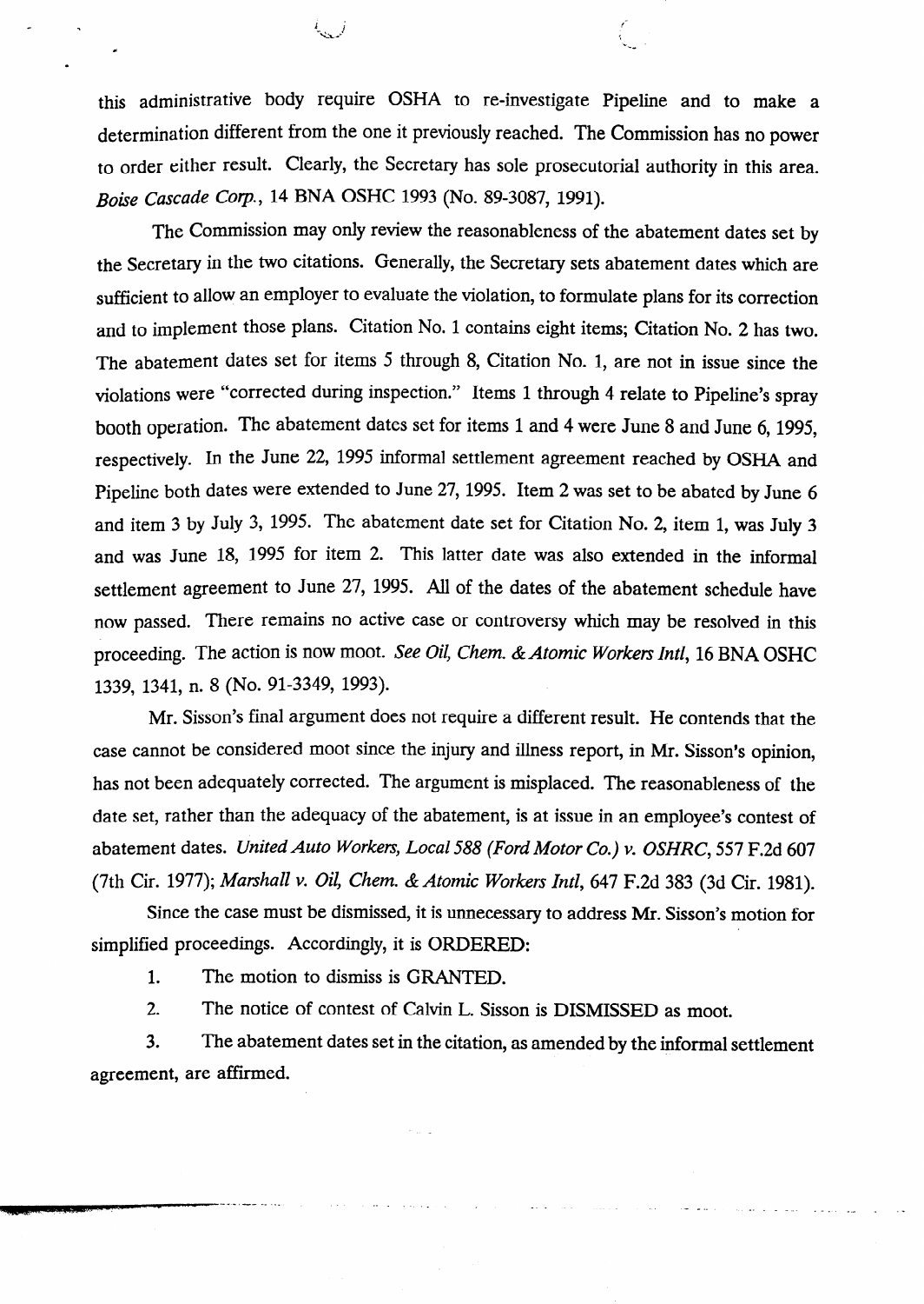this administrative body require OSHA to re-investigate Pipeline and to make a determination different from the one it previously reached. The Commission has no power to order either result. Clearly, the Secretary has sole prosecutorial authority in this area. *Boise Cascade Corp.*, 14 BNA OSHC 1993 (No. 89-3087, 1991).

The Commission may only review the reasonableness of the abatement dates set by the Secretary in the two citations. Generally, the Secretary sets abatement dates which are sufficient to allow an employer to evaluate the violation, to formulate plans for its correction and to implement those plans. Citation No. 1 contains eight items; Citation No. 2 has two. The abatement dates set for items 5 through 8, Citation No. 1, are not in issue since the violations were "corrected during inspection." Items 1 through 4 relate to Pipeline's spray booth operation. The abatement dates set for items 1 and 4 were June 8 and June 6, 1995, respectively. In the June 22, 1995 informal settlement agreement reached by OSHA and Pipeline both dates were extended to June 27, 1995. Item 2 was set to be abated by June 6 and item 3 by July 3, 1995. The abatement date set for Citation No. 2, item 1, was July 3 and was June 18, 1995 for item 2. This latter date was also extended in the informal settlement agreement to June 27, 1995. All of the dates of the abatement schedule have now passed. There remains no active case or controversy which may be resolved in this proceeding. The action is now moot. *See Oil, Chem. & Atomic Workers Intl*, 16 BNA OSHC 1339, 1341, n. 8 (No. 91-3349, 1993).

Mr. Sisson's final argument does not require a different result. He contends that the case cannot be considered moot since the injury and illness report, in Mr. Sisson's opinion, has not been adequately corrected. The argument is misplaced. The reasonableness of the date set, rather than the adequacy of the abatement, is at issue in an employee's contest of abatement dates. *United Auto Workers, Local 588 (Ford Motor Co.) v. OSHRC*, 557 F.2d 607 (7th Cir. 1977); *Marshall v. Oil, Chem. & Atomic Workers Intl*, 647 F.2d 383 (3d Cir. 1981).

Since the case must be dismissed, it is unnecessary to address Mr. Sisson's motion for simplified proceedings. Accordingly, it is ORDERED:

1. The motion to dismiss is GRANTED.

2. The notice of contest of Calvin L. Sisson is DISMISSED as moot.

3. The abatement dates set in the citation, as amended by the informal settlement agreement, are affirmed.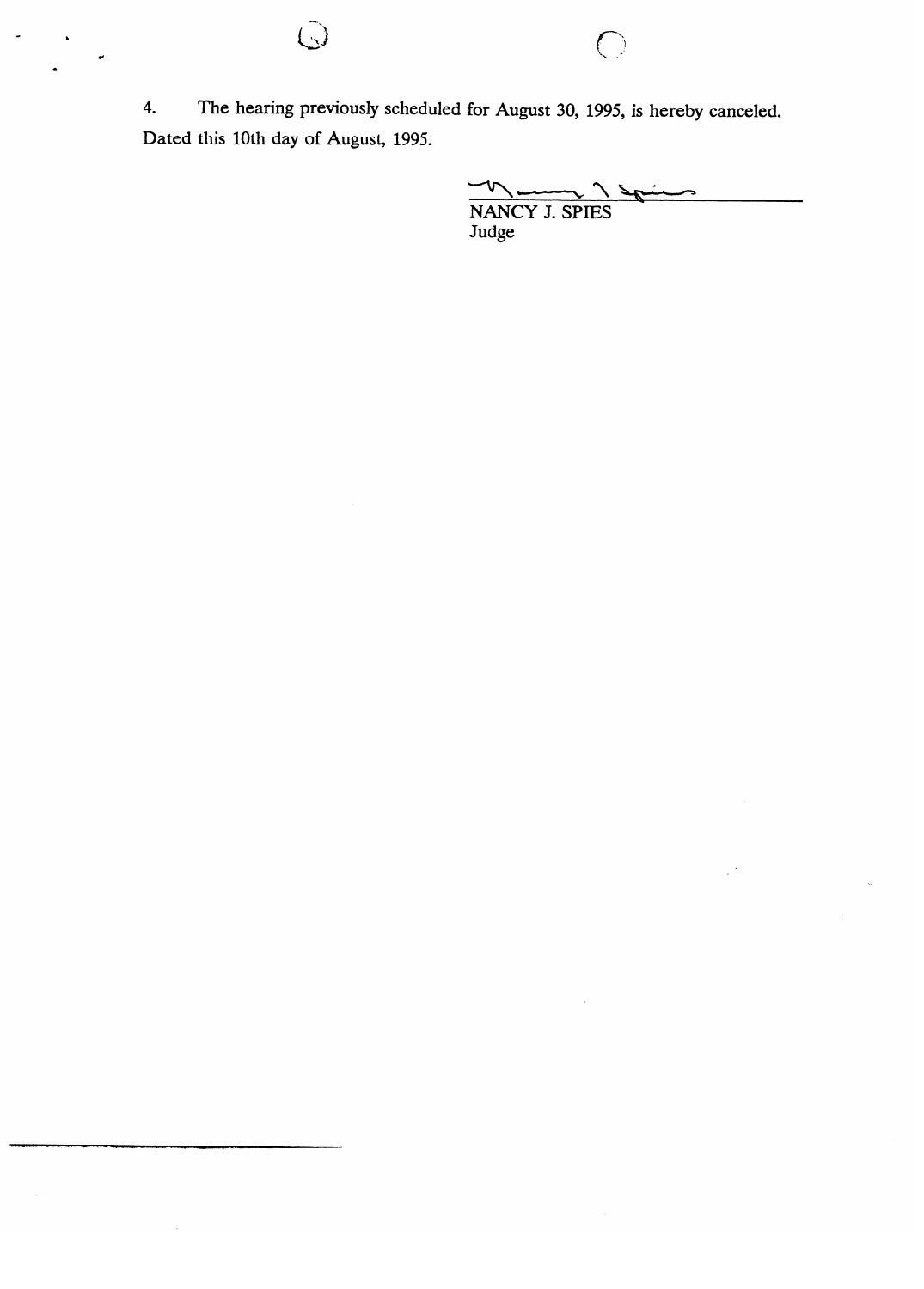4. The hearing previously scheduled for August 30, 1995, is hereby canceled.

Dated this 10th day of August, 1995.

NANCY J. SPIES
Judge